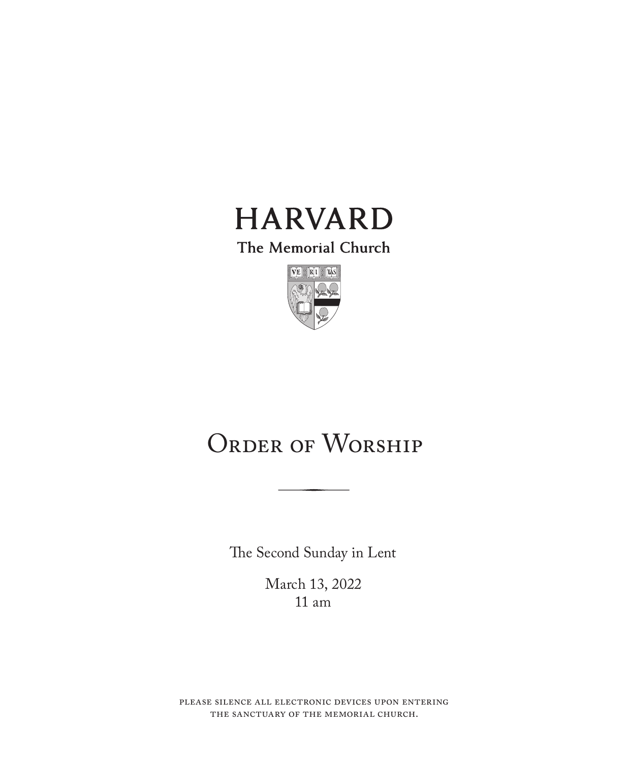# HARVARD

The Memorial Church

# Order of Worship

The Second Sunday in Lent

March 13, 2022
11 am

PLEASE SILENCE ALL ELECTRONIC DEVICES UPON ENTERING THE SANCTUARY OF THE MEMORIAL CHURCH.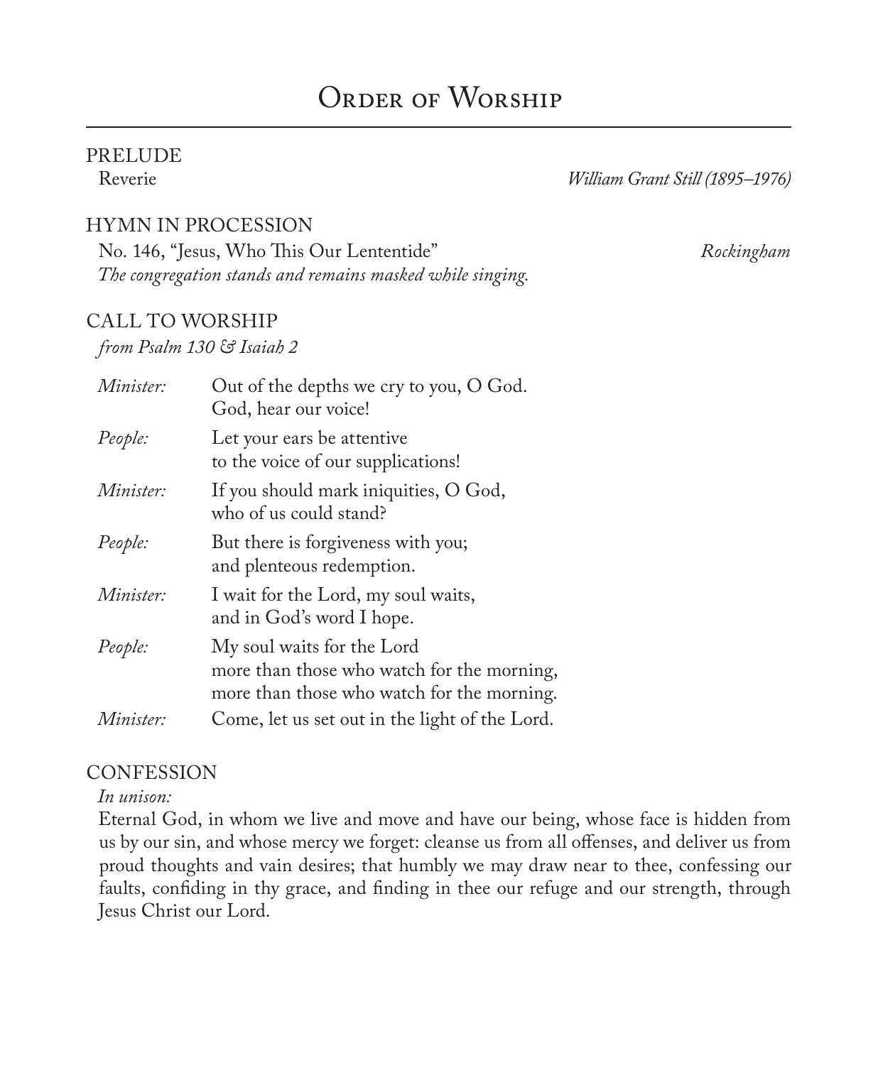# Order of Worship

## PRELUDE

Reverie *William Grant Still (1895–1976)*

## HYMN IN PROCESSION

No. 146, "Jesus, Who This Our Lententide" *Rockingham*

*The congregation stands and remains masked while singing.*

## CALL TO WORSHIP

*from Psalm 130 & Isaiah 2*

| | |
|---|---|
| *Minister:* | Out of the depths we cry to you, O God.<br>God, hear our voice! |
| *People:* | Let your ears be attentive<br>to the voice of our supplications! |
| *Minister:* | If you should mark iniquities, O God,<br>who of us could stand? |
| *People:* | But there is forgiveness with you;<br>and plenteous redemption. |
| *Minister:* | I wait for the Lord, my soul waits,<br>and in God's word I hope. |
| *People:* | My soul waits for the Lord<br>more than those who watch for the morning,<br>more than those who watch for the morning. |
| *Minister:* | Come, let us set out in the light of the Lord. |

## CONFESSION

*In unison:*

Eternal God, in whom we live and move and have our being, whose face is hidden from us by our sin, and whose mercy we forget: cleanse us from all offenses, and deliver us from proud thoughts and vain desires; that humbly we may draw near to thee, confessing our faults, confiding in thy grace, and finding in thee our refuge and our strength, through Jesus Christ our Lord.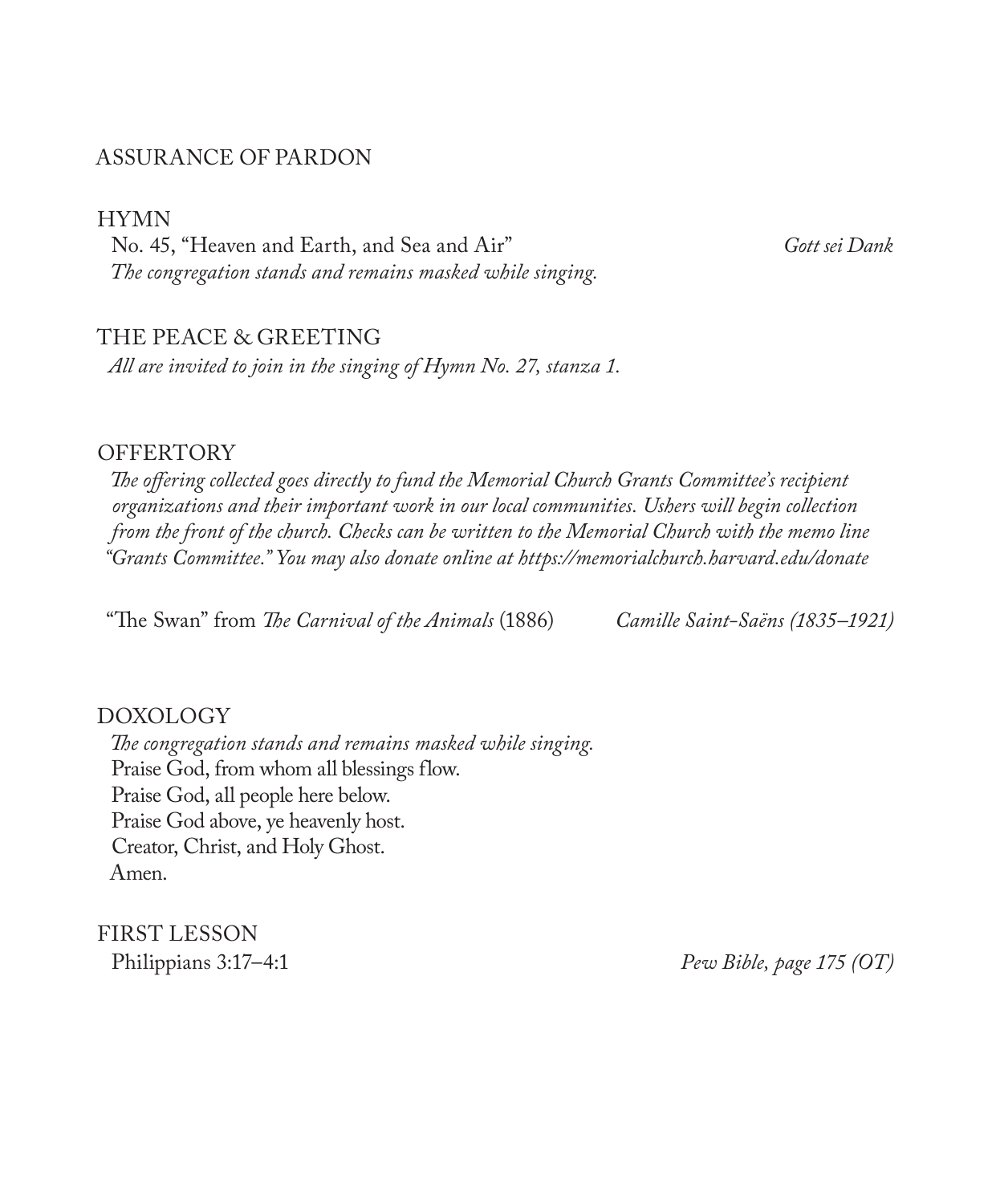## ASSURANCE OF PARDON

## HYMN

No. 45, "Heaven and Earth, and Sea and Air" — *Gott sei Dank*

*The congregation stands and remains masked while singing.*

## THE PEACE & GREETING

*All are invited to join in the singing of Hymn No. 27, stanza 1.*

## OFFERTORY

*The offering collected goes directly to fund the Memorial Church Grants Committee's recipient organizations and their important work in our local communities. Ushers will begin collection from the front of the church. Checks can be written to the Memorial Church with the memo line "Grants Committee." You may also donate online at https://memorialchurch.harvard.edu/donate*

"The Swan" from *The Carnival of the Animals* (1886) — *Camille Saint-Saëns (1835–1921)*

## DOXOLOGY

*The congregation stands and remains masked while singing.*

Praise God, from whom all blessings flow.  
Praise God, all people here below.  
Praise God above, ye heavenly host.  
Creator, Christ, and Holy Ghost.  
Amen.

## FIRST LESSON

Philippians 3:17–4:1 — *Pew Bible, page 175 (OT)*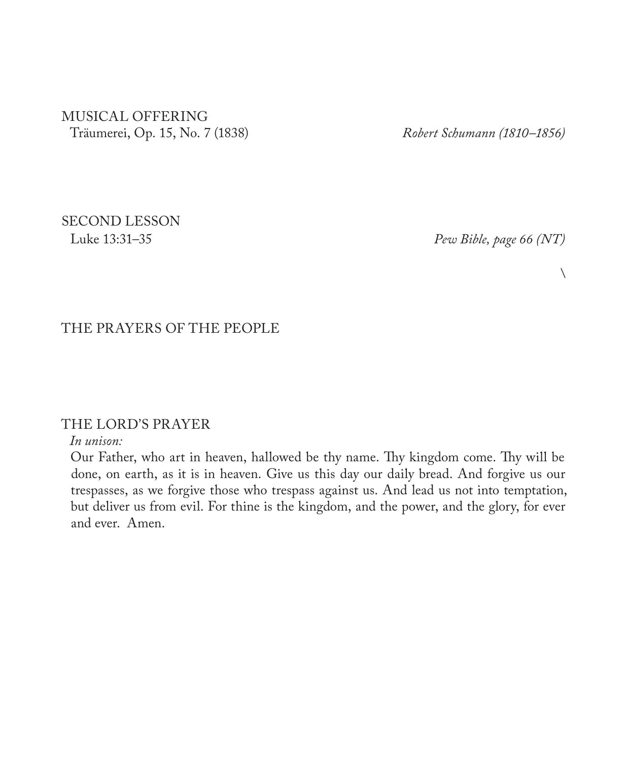MUSICAL OFFERING

Träumerei, Op. 15, No. 7 (1838) *Robert Schumann (1810–1856)*

SECOND LESSON

Luke 13:31–35 *Pew Bible, page 66 (NT)*

\

THE PRAYERS OF THE PEOPLE

THE LORD'S PRAYER

*In unison:*

Our Father, who art in heaven, hallowed be thy name. Thy kingdom come. Thy will be done, on earth, as it is in heaven. Give us this day our daily bread. And forgive us our trespasses, as we forgive those who trespass against us. And lead us not into temptation, but deliver us from evil. For thine is the kingdom, and the power, and the glory, for ever and ever. Amen.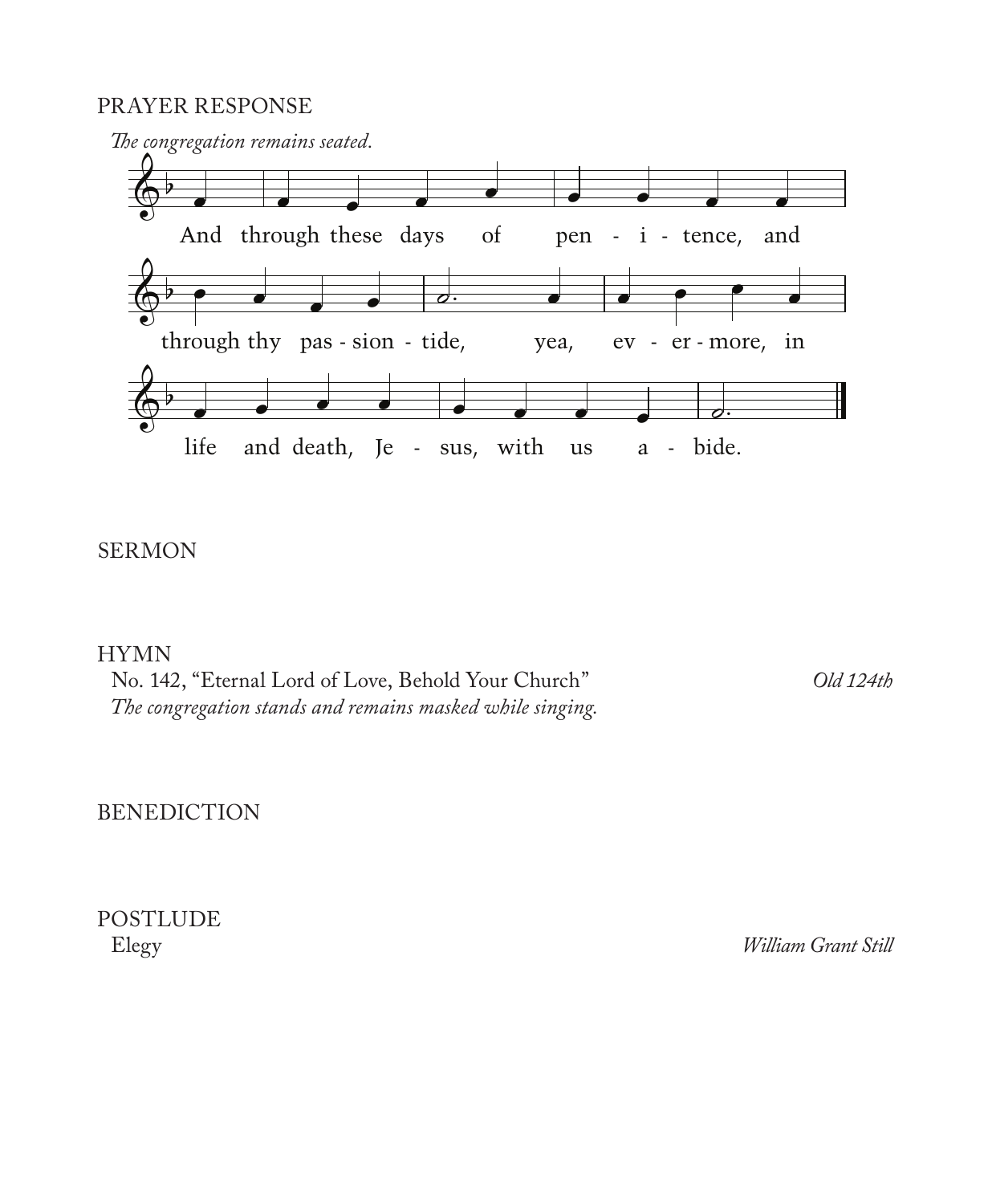PRAYER RESPONSE

*The congregation remains seated.*

And through these days of pen - i - tence, and through thy pas - sion - tide, yea, ev - er - more, in life and death, Je - sus, with us a - bide.

SERMON

HYMN

No. 142, "Eternal Lord of Love, Behold Your Church" *Old 124th*

*The congregation stands and remains masked while singing.*

BENEDICTION

POSTLUDE

Elegy *William Grant Still*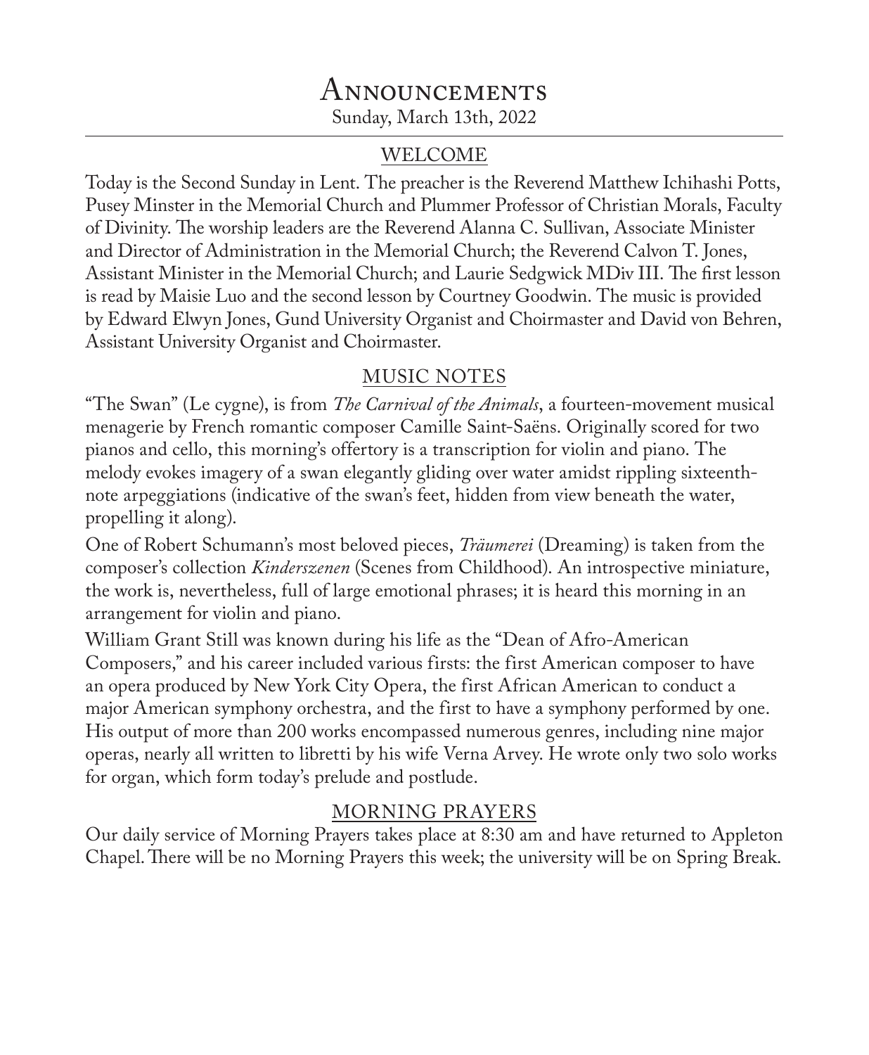# Announcements

Sunday, March 13th, 2022

## WELCOME

Today is the Second Sunday in Lent. The preacher is the Reverend Matthew Ichihashi Potts, Pusey Minster in the Memorial Church and Plummer Professor of Christian Morals, Faculty of Divinity. The worship leaders are the Reverend Alanna C. Sullivan, Associate Minister and Director of Administration in the Memorial Church; the Reverend Calvon T. Jones, Assistant Minister in the Memorial Church; and Laurie Sedgwick MDiv III. The first lesson is read by Maisie Luo and the second lesson by Courtney Goodwin. The music is provided by Edward Elwyn Jones, Gund University Organist and Choirmaster and David von Behren, Assistant University Organist and Choirmaster.

## MUSIC NOTES

"The Swan" (Le cygne), is from *The Carnival of the Animals*, a fourteen-movement musical menagerie by French romantic composer Camille Saint-Saëns. Originally scored for two pianos and cello, this morning's offertory is a transcription for violin and piano. The melody evokes imagery of a swan elegantly gliding over water amidst rippling sixteenth-note arpeggiations (indicative of the swan's feet, hidden from view beneath the water, propelling it along).

One of Robert Schumann's most beloved pieces, *Träumerei* (Dreaming) is taken from the composer's collection *Kinderszenen* (Scenes from Childhood). An introspective miniature, the work is, nevertheless, full of large emotional phrases; it is heard this morning in an arrangement for violin and piano.

William Grant Still was known during his life as the "Dean of Afro-American Composers," and his career included various firsts: the first American composer to have an opera produced by New York City Opera, the first African American to conduct a major American symphony orchestra, and the first to have a symphony performed by one. His output of more than 200 works encompassed numerous genres, including nine major operas, nearly all written to libretti by his wife Verna Arvey. He wrote only two solo works for organ, which form today's prelude and postlude.

## MORNING PRAYERS

Our daily service of Morning Prayers takes place at 8:30 am and have returned to Appleton Chapel. There will be no Morning Prayers this week; the university will be on Spring Break.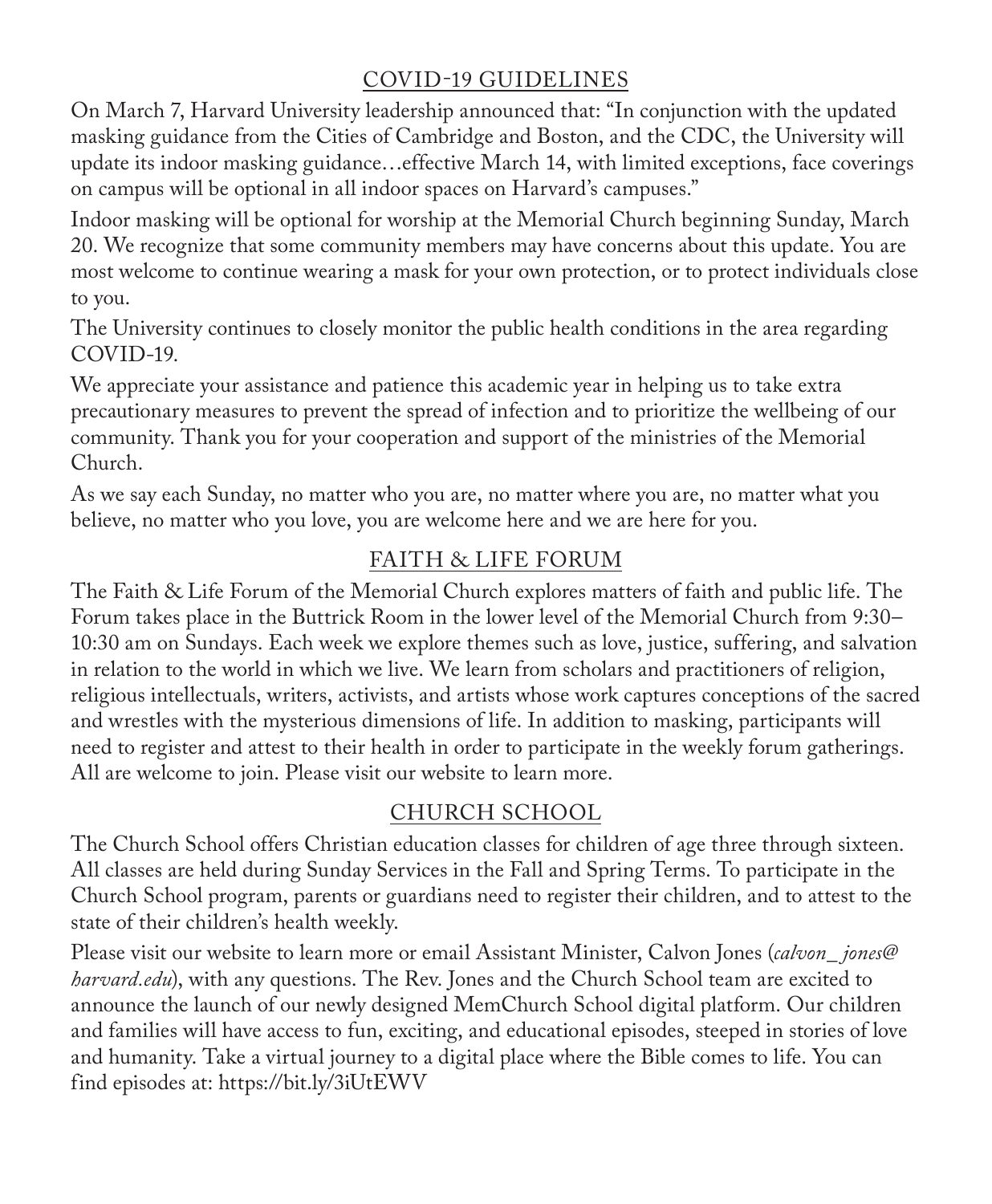## COVID-19 GUIDELINES

On March 7, Harvard University leadership announced that: "In conjunction with the updated masking guidance from the Cities of Cambridge and Boston, and the CDC, the University will update its indoor masking guidance…effective March 14, with limited exceptions, face coverings on campus will be optional in all indoor spaces on Harvard's campuses."

Indoor masking will be optional for worship at the Memorial Church beginning Sunday, March 20. We recognize that some community members may have concerns about this update. You are most welcome to continue wearing a mask for your own protection, or to protect individuals close to you.

The University continues to closely monitor the public health conditions in the area regarding COVID-19.

We appreciate your assistance and patience this academic year in helping us to take extra precautionary measures to prevent the spread of infection and to prioritize the wellbeing of our community. Thank you for your cooperation and support of the ministries of the Memorial Church.

As we say each Sunday, no matter who you are, no matter where you are, no matter what you believe, no matter who you love, you are welcome here and we are here for you.

## FAITH & LIFE FORUM

The Faith & Life Forum of the Memorial Church explores matters of faith and public life. The Forum takes place in the Buttrick Room in the lower level of the Memorial Church from 9:30–10:30 am on Sundays. Each week we explore themes such as love, justice, suffering, and salvation in relation to the world in which we live. We learn from scholars and practitioners of religion, religious intellectuals, writers, activists, and artists whose work captures conceptions of the sacred and wrestles with the mysterious dimensions of life. In addition to masking, participants will need to register and attest to their health in order to participate in the weekly forum gatherings. All are welcome to join. Please visit our website to learn more.

## CHURCH SCHOOL

The Church School offers Christian education classes for children of age three through sixteen. All classes are held during Sunday Services in the Fall and Spring Terms. To participate in the Church School program, parents or guardians need to register their children, and to attest to the state of their children's health weekly.

Please visit our website to learn more or email Assistant Minister, Calvon Jones (*calvon_jones@harvard.edu*), with any questions. The Rev. Jones and the Church School team are excited to announce the launch of our newly designed MemChurch School digital platform. Our children and families will have access to fun, exciting, and educational episodes, steeped in stories of love and humanity. Take a virtual journey to a digital place where the Bible comes to life. You can find episodes at: https://bit.ly/3iUtEWV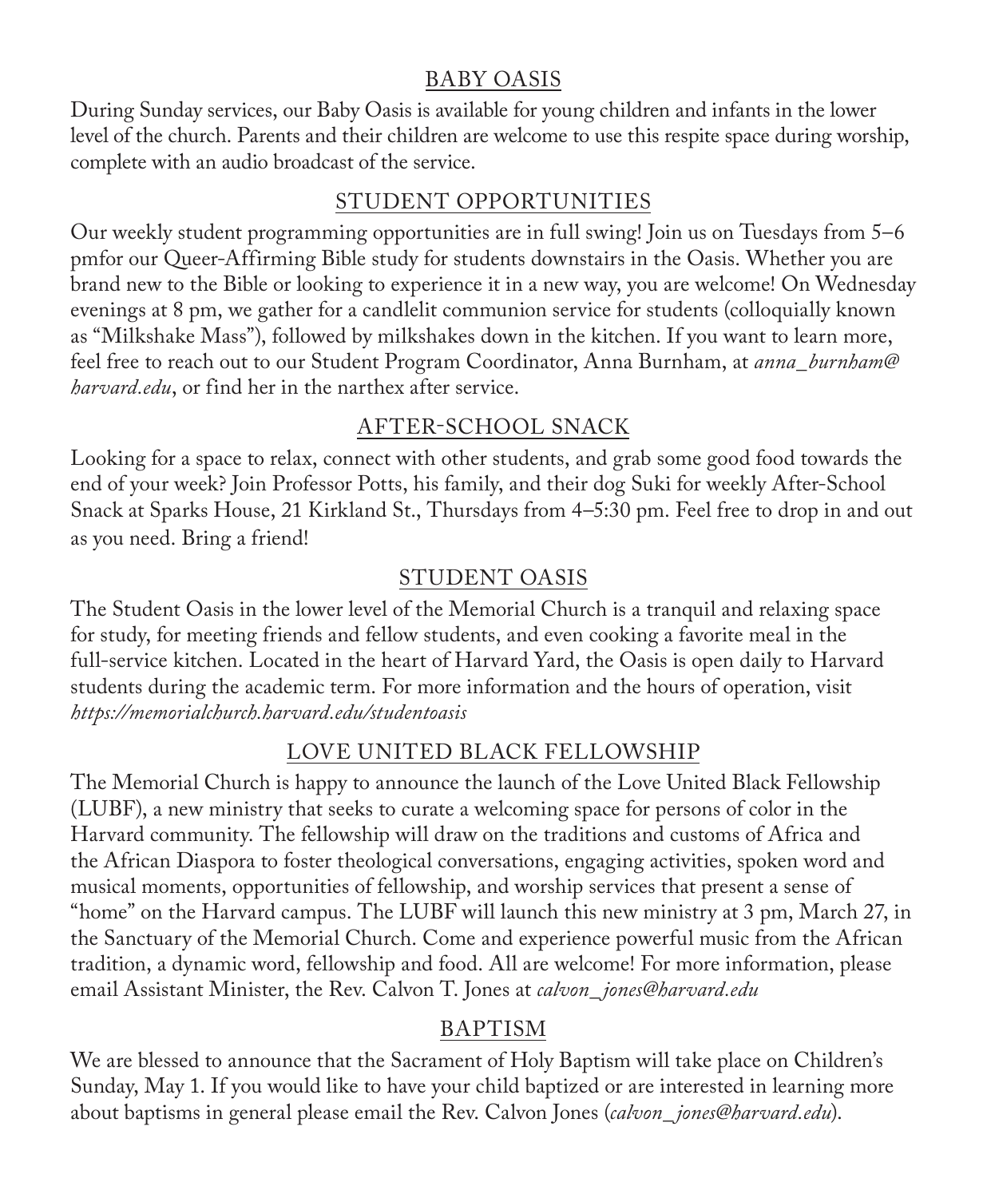## BABY OASIS

During Sunday services, our Baby Oasis is available for young children and infants in the lower level of the church. Parents and their children are welcome to use this respite space during worship, complete with an audio broadcast of the service.

## STUDENT OPPORTUNITIES

Our weekly student programming opportunities are in full swing! Join us on Tuesdays from 5–6 pmfor our Queer-Affirming Bible study for students downstairs in the Oasis. Whether you are brand new to the Bible or looking to experience it in a new way, you are welcome! On Wednesday evenings at 8 pm, we gather for a candlelit communion service for students (colloquially known as "Milkshake Mass"), followed by milkshakes down in the kitchen. If you want to learn more, feel free to reach out to our Student Program Coordinator, Anna Burnham, at *anna_burnham@harvard.edu*, or find her in the narthex after service.

## AFTER-SCHOOL SNACK

Looking for a space to relax, connect with other students, and grab some good food towards the end of your week? Join Professor Potts, his family, and their dog Suki for weekly After-School Snack at Sparks House, 21 Kirkland St., Thursdays from 4–5:30 pm. Feel free to drop in and out as you need. Bring a friend!

## STUDENT OASIS

The Student Oasis in the lower level of the Memorial Church is a tranquil and relaxing space for study, for meeting friends and fellow students, and even cooking a favorite meal in the full-service kitchen. Located in the heart of Harvard Yard, the Oasis is open daily to Harvard students during the academic term. For more information and the hours of operation, visit *https://memorialchurch.harvard.edu/studentoasis*

## LOVE UNITED BLACK FELLOWSHIP

The Memorial Church is happy to announce the launch of the Love United Black Fellowship (LUBF), a new ministry that seeks to curate a welcoming space for persons of color in the Harvard community. The fellowship will draw on the traditions and customs of Africa and the African Diaspora to foster theological conversations, engaging activities, spoken word and musical moments, opportunities of fellowship, and worship services that present a sense of "home" on the Harvard campus. The LUBF will launch this new ministry at 3 pm, March 27, in the Sanctuary of the Memorial Church. Come and experience powerful music from the African tradition, a dynamic word, fellowship and food. All are welcome! For more information, please email Assistant Minister, the Rev. Calvon T. Jones at *calvon_jones@harvard.edu*

## BAPTISM

We are blessed to announce that the Sacrament of Holy Baptism will take place on Children's Sunday, May 1. If you would like to have your child baptized or are interested in learning more about baptisms in general please email the Rev. Calvon Jones (*calvon_jones@harvard.edu*).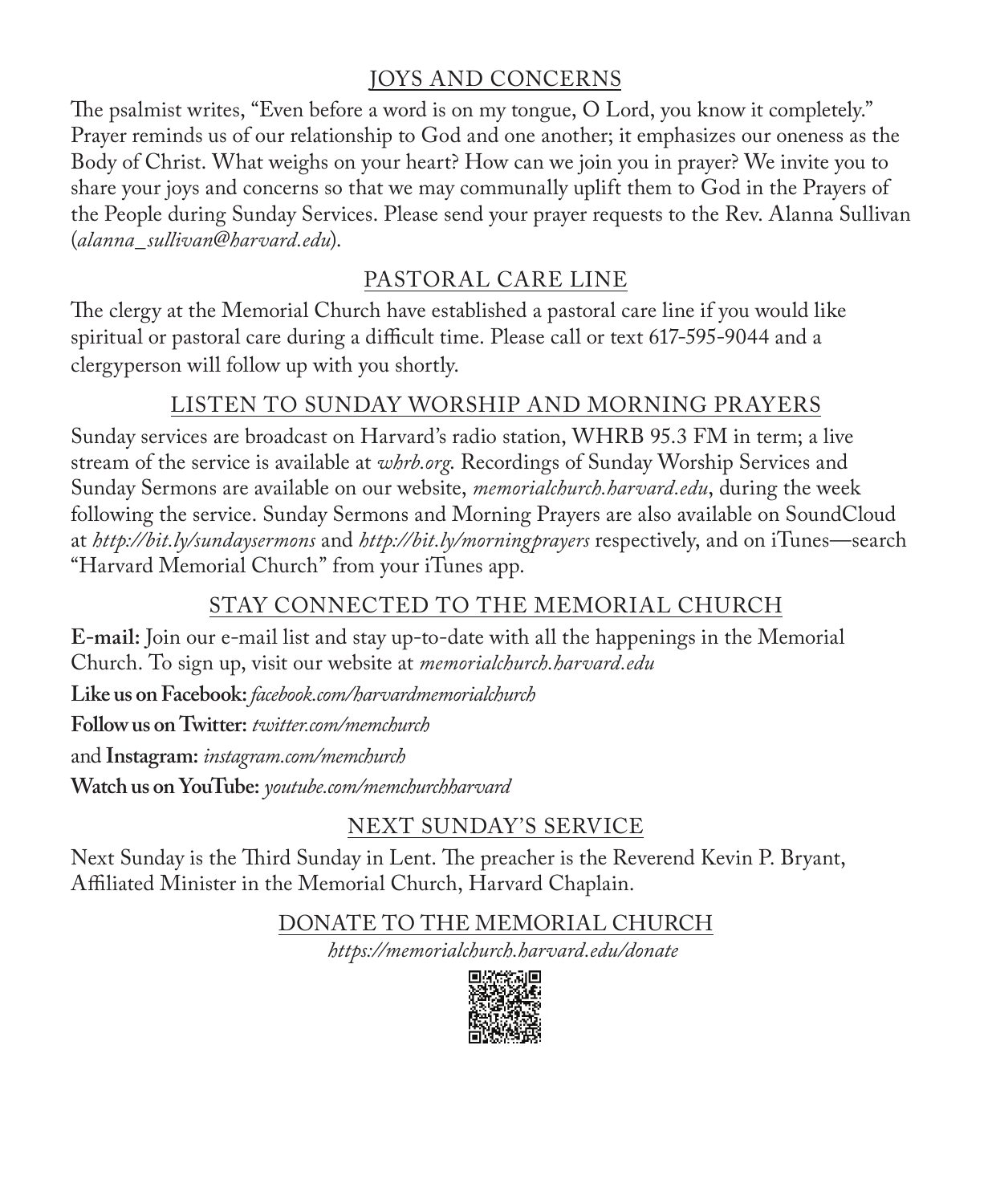## JOYS AND CONCERNS

The psalmist writes, "Even before a word is on my tongue, O Lord, you know it completely." Prayer reminds us of our relationship to God and one another; it emphasizes our oneness as the Body of Christ. What weighs on your heart? How can we join you in prayer? We invite you to share your joys and concerns so that we may communally uplift them to God in the Prayers of the People during Sunday Services. Please send your prayer requests to the Rev. Alanna Sullivan (*alanna_sullivan@harvard.edu*).

## PASTORAL CARE LINE

The clergy at the Memorial Church have established a pastoral care line if you would like spiritual or pastoral care during a difficult time. Please call or text 617-595-9044 and a clergyperson will follow up with you shortly.

## LISTEN TO SUNDAY WORSHIP AND MORNING PRAYERS

Sunday services are broadcast on Harvard's radio station, WHRB 95.3 FM in term; a live stream of the service is available at *whrb.org*. Recordings of Sunday Worship Services and Sunday Sermons are available on our website, *memorialchurch.harvard.edu*, during the week following the service. Sunday Sermons and Morning Prayers are also available on SoundCloud at *http://bit.ly/sundaysermons* and *http://bit.ly/morningprayers* respectively, and on iTunes—search "Harvard Memorial Church" from your iTunes app.

## STAY CONNECTED TO THE MEMORIAL CHURCH

**E-mail:** Join our e-mail list and stay up-to-date with all the happenings in the Memorial Church. To sign up, visit our website at *memorialchurch.harvard.edu*

**Like us on Facebook:** *facebook.com/harvardmemorialchurch*

**Follow us on Twitter:** *twitter.com/memchurch*

and **Instagram:** *instagram.com/memchurch*

**Watch us on YouTube:** *youtube.com/memchurchharvard*

## NEXT SUNDAY'S SERVICE

Next Sunday is the Third Sunday in Lent. The preacher is the Reverend Kevin P. Bryant, Affiliated Minister in the Memorial Church, Harvard Chaplain.

## DONATE TO THE MEMORIAL CHURCH

*https://memorialchurch.harvard.edu/donate*